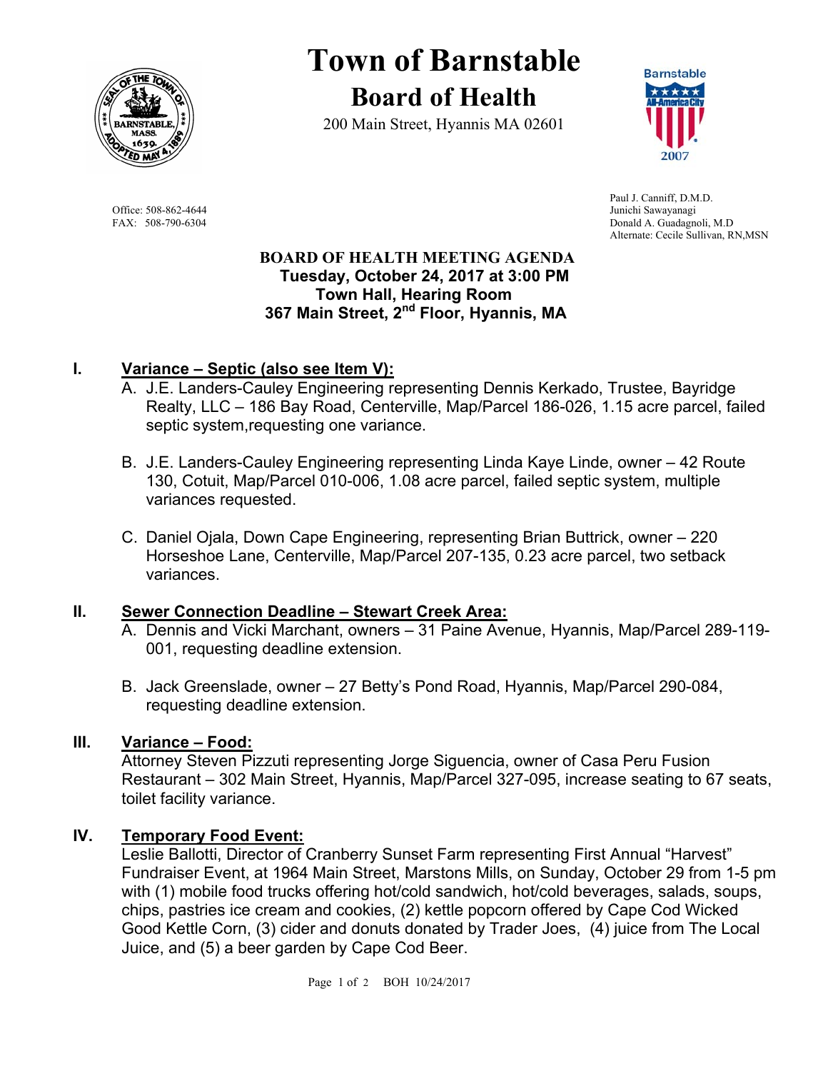# Town of Barnstable

## Board of Health

200 Main Street, Hyannis MA 02601

Office: 508-862-4644
FAX: 508-790-6304

Paul J. Canniff, D.M.D.
Junichi Sawayanagi
Donald A. Guadagnoli, M.D
Alternate: Cecile Sullivan, RN,MSN

**BOARD OF HEALTH MEETING AGENDA**
**Tuesday, October 24, 2017 at 3:00 PM**
**Town Hall, Hearing Room**
**367 Main Street, 2nd Floor, Hyannis, MA**

## I. Variance – Septic (also see Item V):

A. J.E. Landers-Cauley Engineering representing Dennis Kerkado, Trustee, Bayridge Realty, LLC – 186 Bay Road, Centerville, Map/Parcel 186-026, 1.15 acre parcel, failed septic system,requesting one variance.

B. J.E. Landers-Cauley Engineering representing Linda Kaye Linde, owner – 42 Route 130, Cotuit, Map/Parcel 010-006, 1.08 acre parcel, failed septic system, multiple variances requested.

C. Daniel Ojala, Down Cape Engineering, representing Brian Buttrick, owner – 220 Horseshoe Lane, Centerville, Map/Parcel 207-135, 0.23 acre parcel, two setback variances.

## II. Sewer Connection Deadline – Stewart Creek Area:

A. Dennis and Vicki Marchant, owners – 31 Paine Avenue, Hyannis, Map/Parcel 289-119-001, requesting deadline extension.

B. Jack Greenslade, owner – 27 Betty's Pond Road, Hyannis, Map/Parcel 290-084, requesting deadline extension.

## III. Variance – Food:

Attorney Steven Pizzuti representing Jorge Siguencia, owner of Casa Peru Fusion Restaurant – 302 Main Street, Hyannis, Map/Parcel 327-095, increase seating to 67 seats, toilet facility variance.

## IV. Temporary Food Event:

Leslie Ballotti, Director of Cranberry Sunset Farm representing First Annual "Harvest" Fundraiser Event, at 1964 Main Street, Marstons Mills, on Sunday, October 29 from 1-5 pm with (1) mobile food trucks offering hot/cold sandwich, hot/cold beverages, salads, soups, chips, pastries ice cream and cookies, (2) kettle popcorn offered by Cape Cod Wicked Good Kettle Corn, (3) cider and donuts donated by Trader Joes, (4) juice from The Local Juice, and (5) a beer garden by Cape Cod Beer.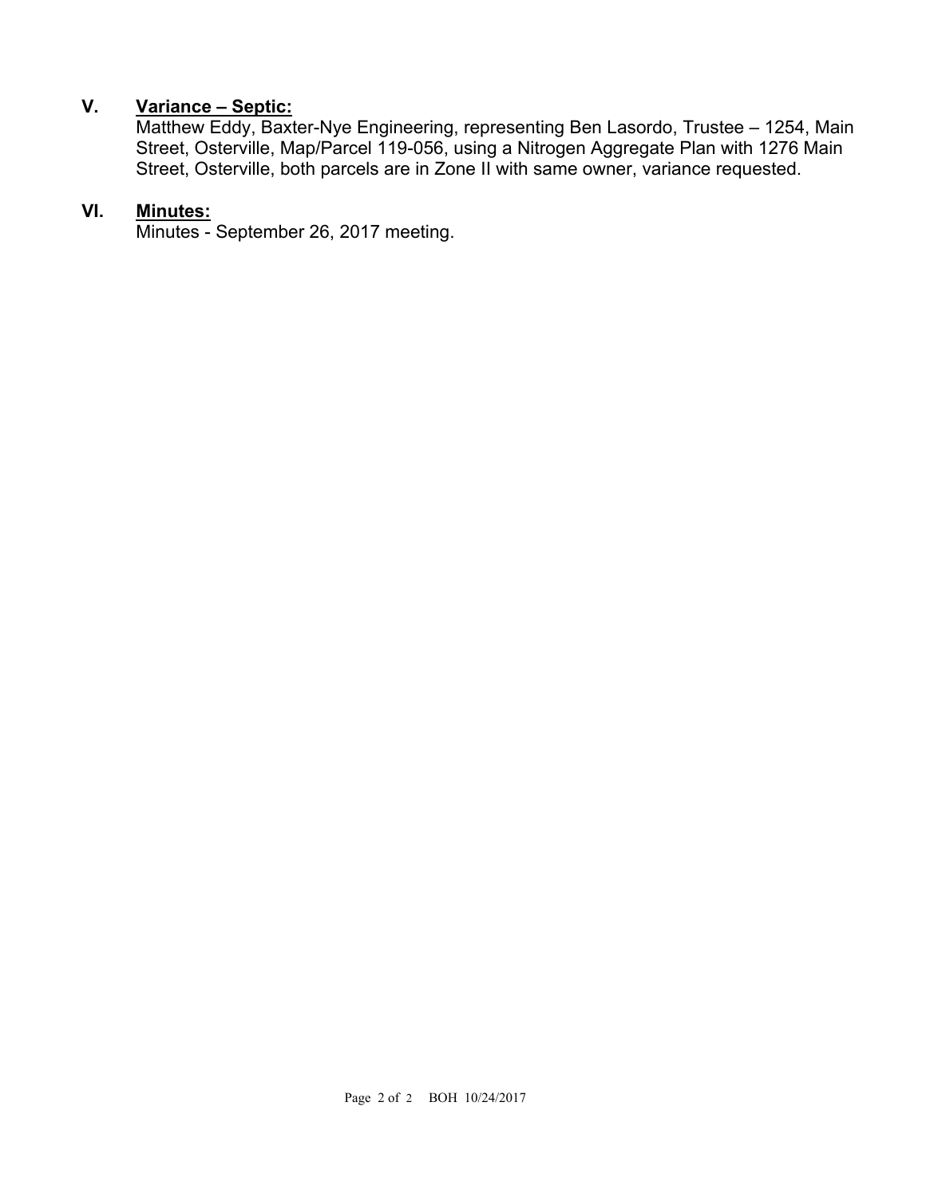## V. Variance – Septic:

Matthew Eddy, Baxter-Nye Engineering, representing Ben Lasordo, Trustee – 1254, Main Street, Osterville, Map/Parcel 119-056, using a Nitrogen Aggregate Plan with 1276 Main Street, Osterville, both parcels are in Zone II with same owner, variance requested.

## VI. Minutes:

Minutes - September 26, 2017 meeting.